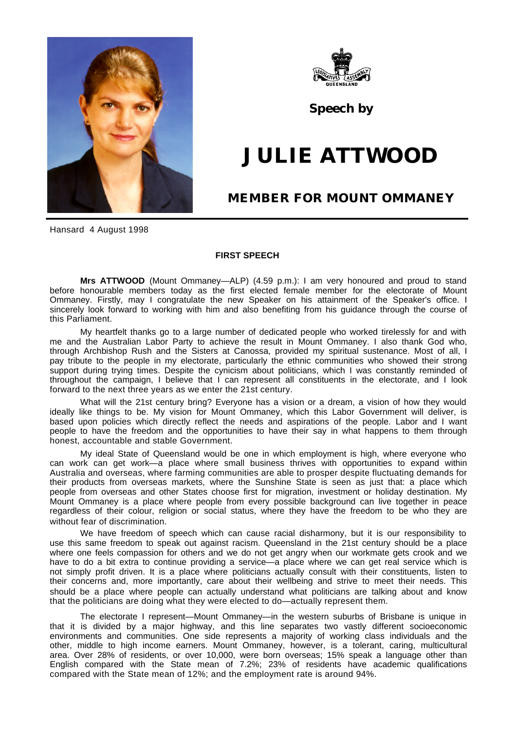Speech by

# JULIE ATTWOOD

## MEMBER FOR MOUNT OMMANEY

Hansard 4 August 1998

### FIRST SPEECH

**Mrs ATTWOOD** (Mount Ommaney—ALP) (4.59 p.m.): I am very honoured and proud to stand before honourable members today as the first elected female member for the electorate of Mount Ommaney. Firstly, may I congratulate the new Speaker on his attainment of the Speaker's office. I sincerely look forward to working with him and also benefiting from his guidance through the course of this Parliament.

My heartfelt thanks go to a large number of dedicated people who worked tirelessly for and with me and the Australian Labor Party to achieve the result in Mount Ommaney. I also thank God who, through Archbishop Rush and the Sisters at Canossa, provided my spiritual sustenance. Most of all, I pay tribute to the people in my electorate, particularly the ethnic communities who showed their strong support during trying times. Despite the cynicism about politicians, which I was constantly reminded of throughout the campaign, I believe that I can represent all constituents in the electorate, and I look forward to the next three years as we enter the 21st century.

What will the 21st century bring? Everyone has a vision or a dream, a vision of how they would ideally like things to be. My vision for Mount Ommaney, which this Labor Government will deliver, is based upon policies which directly reflect the needs and aspirations of the people. Labor and I want people to have the freedom and the opportunities to have their say in what happens to them through honest, accountable and stable Government.

My ideal State of Queensland would be one in which employment is high, where everyone who can work can get work—a place where small business thrives with opportunities to expand within Australia and overseas, where farming communities are able to prosper despite fluctuating demands for their products from overseas markets, where the Sunshine State is seen as just that: a place which people from overseas and other States choose first for migration, investment or holiday destination. My Mount Ommaney is a place where people from every possible background can live together in peace regardless of their colour, religion or social status, where they have the freedom to be who they are without fear of discrimination.

We have freedom of speech which can cause racial disharmony, but it is our responsibility to use this same freedom to speak out against racism. Queensland in the 21st century should be a place where one feels compassion for others and we do not get angry when our workmate gets crook and we have to do a bit extra to continue providing a service—a place where we can get real service which is not simply profit driven. It is a place where politicians actually consult with their constituents, listen to their concerns and, more importantly, care about their wellbeing and strive to meet their needs. This should be a place where people can actually understand what politicians are talking about and know that the politicians are doing what they were elected to do—actually represent them.

The electorate I represent—Mount Ommaney—in the western suburbs of Brisbane is unique in that it is divided by a major highway, and this line separates two vastly different socioeconomic environments and communities. One side represents a majority of working class individuals and the other, middle to high income earners. Mount Ommaney, however, is a tolerant, caring, multicultural area. Over 28% of residents, or over 10,000, were born overseas; 15% speak a language other than English compared with the State mean of 7.2%; 23% of residents have academic qualifications compared with the State mean of 12%; and the employment rate is around 94%.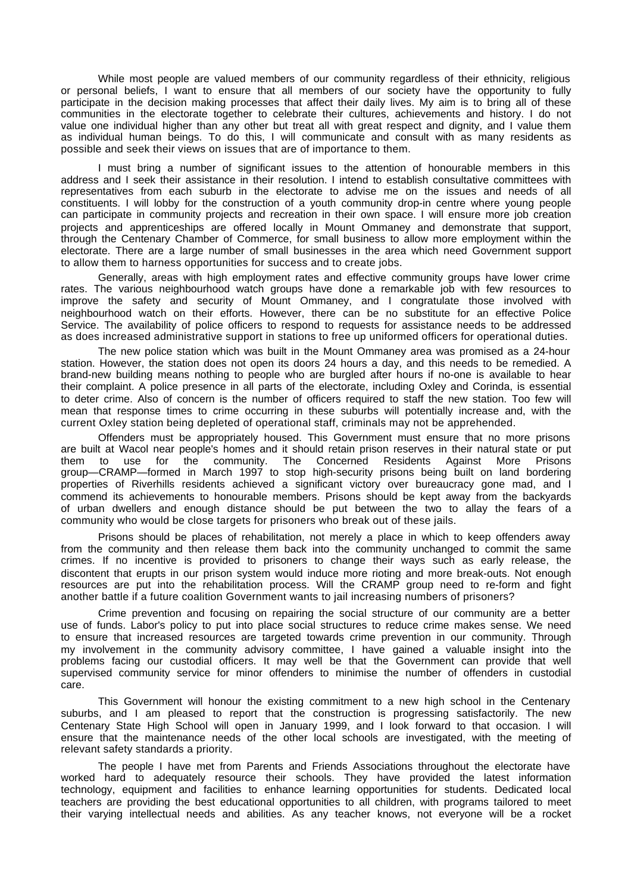While most people are valued members of our community regardless of their ethnicity, religious or personal beliefs, I want to ensure that all members of our society have the opportunity to fully participate in the decision making processes that affect their daily lives. My aim is to bring all of these communities in the electorate together to celebrate their cultures, achievements and history. I do not value one individual higher than any other but treat all with great respect and dignity, and I value them as individual human beings. To do this, I will communicate and consult with as many residents as possible and seek their views on issues that are of importance to them.

I must bring a number of significant issues to the attention of honourable members in this address and I seek their assistance in their resolution. I intend to establish consultative committees with representatives from each suburb in the electorate to advise me on the issues and needs of all constituents. I will lobby for the construction of a youth community drop-in centre where young people can participate in community projects and recreation in their own space. I will ensure more job creation projects and apprenticeships are offered locally in Mount Ommaney and demonstrate that support, through the Centenary Chamber of Commerce, for small business to allow more employment within the electorate. There are a large number of small businesses in the area which need Government support to allow them to harness opportunities for success and to create jobs.

Generally, areas with high employment rates and effective community groups have lower crime rates. The various neighbourhood watch groups have done a remarkable job with few resources to improve the safety and security of Mount Ommaney, and I congratulate those involved with neighbourhood watch on their efforts. However, there can be no substitute for an effective Police Service. The availability of police officers to respond to requests for assistance needs to be addressed as does increased administrative support in stations to free up uniformed officers for operational duties.

The new police station which was built in the Mount Ommaney area was promised as a 24-hour station. However, the station does not open its doors 24 hours a day, and this needs to be remedied. A brand-new building means nothing to people who are burgled after hours if no-one is available to hear their complaint. A police presence in all parts of the electorate, including Oxley and Corinda, is essential to deter crime. Also of concern is the number of officers required to staff the new station. Too few will mean that response times to crime occurring in these suburbs will potentially increase and, with the current Oxley station being depleted of operational staff, criminals may not be apprehended.

Offenders must be appropriately housed. This Government must ensure that no more prisons are built at Wacol near people's homes and it should retain prison reserves in their natural state or put them to use for the community. The Concerned Residents Against More Prisons group—CRAMP—formed in March 1997 to stop high-security prisons being built on land bordering properties of Riverhills residents achieved a significant victory over bureaucracy gone mad, and I commend its achievements to honourable members. Prisons should be kept away from the backyards of urban dwellers and enough distance should be put between the two to allay the fears of a community who would be close targets for prisoners who break out of these jails.

Prisons should be places of rehabilitation, not merely a place in which to keep offenders away from the community and then release them back into the community unchanged to commit the same crimes. If no incentive is provided to prisoners to change their ways such as early release, the discontent that erupts in our prison system would induce more rioting and more break-outs. Not enough resources are put into the rehabilitation process. Will the CRAMP group need to re-form and fight another battle if a future coalition Government wants to jail increasing numbers of prisoners?

Crime prevention and focusing on repairing the social structure of our community are a better use of funds. Labor's policy to put into place social structures to reduce crime makes sense. We need to ensure that increased resources are targeted towards crime prevention in our community. Through my involvement in the community advisory committee, I have gained a valuable insight into the problems facing our custodial officers. It may well be that the Government can provide that well supervised community service for minor offenders to minimise the number of offenders in custodial care.

This Government will honour the existing commitment to a new high school in the Centenary suburbs, and I am pleased to report that the construction is progressing satisfactorily. The new Centenary State High School will open in January 1999, and I look forward to that occasion. I will ensure that the maintenance needs of the other local schools are investigated, with the meeting of relevant safety standards a priority.

The people I have met from Parents and Friends Associations throughout the electorate have worked hard to adequately resource their schools. They have provided the latest information technology, equipment and facilities to enhance learning opportunities for students. Dedicated local teachers are providing the best educational opportunities to all children, with programs tailored to meet their varying intellectual needs and abilities. As any teacher knows, not everyone will be a rocket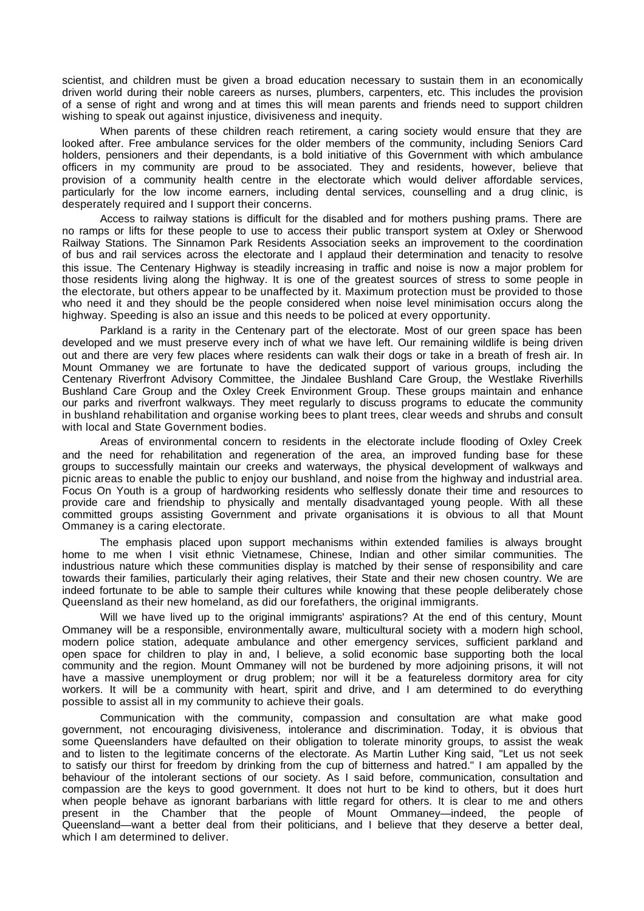scientist, and children must be given a broad education necessary to sustain them in an economically driven world during their noble careers as nurses, plumbers, carpenters, etc. This includes the provision of a sense of right and wrong and at times this will mean parents and friends need to support children wishing to speak out against injustice, divisiveness and inequity.

When parents of these children reach retirement, a caring society would ensure that they are looked after. Free ambulance services for the older members of the community, including Seniors Card holders, pensioners and their dependants, is a bold initiative of this Government with which ambulance officers in my community are proud to be associated. They and residents, however, believe that provision of a community health centre in the electorate which would deliver affordable services, particularly for the low income earners, including dental services, counselling and a drug clinic, is desperately required and I support their concerns.

Access to railway stations is difficult for the disabled and for mothers pushing prams. There are no ramps or lifts for these people to use to access their public transport system at Oxley or Sherwood Railway Stations. The Sinnamon Park Residents Association seeks an improvement to the coordination of bus and rail services across the electorate and I applaud their determination and tenacity to resolve this issue. The Centenary Highway is steadily increasing in traffic and noise is now a major problem for those residents living along the highway. It is one of the greatest sources of stress to some people in the electorate, but others appear to be unaffected by it. Maximum protection must be provided to those who need it and they should be the people considered when noise level minimisation occurs along the highway. Speeding is also an issue and this needs to be policed at every opportunity.

Parkland is a rarity in the Centenary part of the electorate. Most of our green space has been developed and we must preserve every inch of what we have left. Our remaining wildlife is being driven out and there are very few places where residents can walk their dogs or take in a breath of fresh air. In Mount Ommaney we are fortunate to have the dedicated support of various groups, including the Centenary Riverfront Advisory Committee, the Jindalee Bushland Care Group, the Westlake Riverhills Bushland Care Group and the Oxley Creek Environment Group. These groups maintain and enhance our parks and riverfront walkways. They meet regularly to discuss programs to educate the community in bushland rehabilitation and organise working bees to plant trees, clear weeds and shrubs and consult with local and State Government bodies.

Areas of environmental concern to residents in the electorate include flooding of Oxley Creek and the need for rehabilitation and regeneration of the area, an improved funding base for these groups to successfully maintain our creeks and waterways, the physical development of walkways and picnic areas to enable the public to enjoy our bushland, and noise from the highway and industrial area. Focus On Youth is a group of hardworking residents who selflessly donate their time and resources to provide care and friendship to physically and mentally disadvantaged young people. With all these committed groups assisting Government and private organisations it is obvious to all that Mount Ommaney is a caring electorate.

The emphasis placed upon support mechanisms within extended families is always brought home to me when I visit ethnic Vietnamese, Chinese, Indian and other similar communities. The industrious nature which these communities display is matched by their sense of responsibility and care towards their families, particularly their aging relatives, their State and their new chosen country. We are indeed fortunate to be able to sample their cultures while knowing that these people deliberately chose Queensland as their new homeland, as did our forefathers, the original immigrants.

Will we have lived up to the original immigrants' aspirations? At the end of this century, Mount Ommaney will be a responsible, environmentally aware, multicultural society with a modern high school, modern police station, adequate ambulance and other emergency services, sufficient parkland and open space for children to play in and, I believe, a solid economic base supporting both the local community and the region. Mount Ommaney will not be burdened by more adjoining prisons, it will not have a massive unemployment or drug problem; nor will it be a featureless dormitory area for city workers. It will be a community with heart, spirit and drive, and I am determined to do everything possible to assist all in my community to achieve their goals.

Communication with the community, compassion and consultation are what make good government, not encouraging divisiveness, intolerance and discrimination. Today, it is obvious that some Queenslanders have defaulted on their obligation to tolerate minority groups, to assist the weak and to listen to the legitimate concerns of the electorate. As Martin Luther King said, "Let us not seek to satisfy our thirst for freedom by drinking from the cup of bitterness and hatred." I am appalled by the behaviour of the intolerant sections of our society. As I said before, communication, consultation and compassion are the keys to good government. It does not hurt to be kind to others, but it does hurt when people behave as ignorant barbarians with little regard for others. It is clear to me and others present in the Chamber that the people of Mount Ommaney—indeed, the people of Queensland—want a better deal from their politicians, and I believe that they deserve a better deal, which I am determined to deliver.